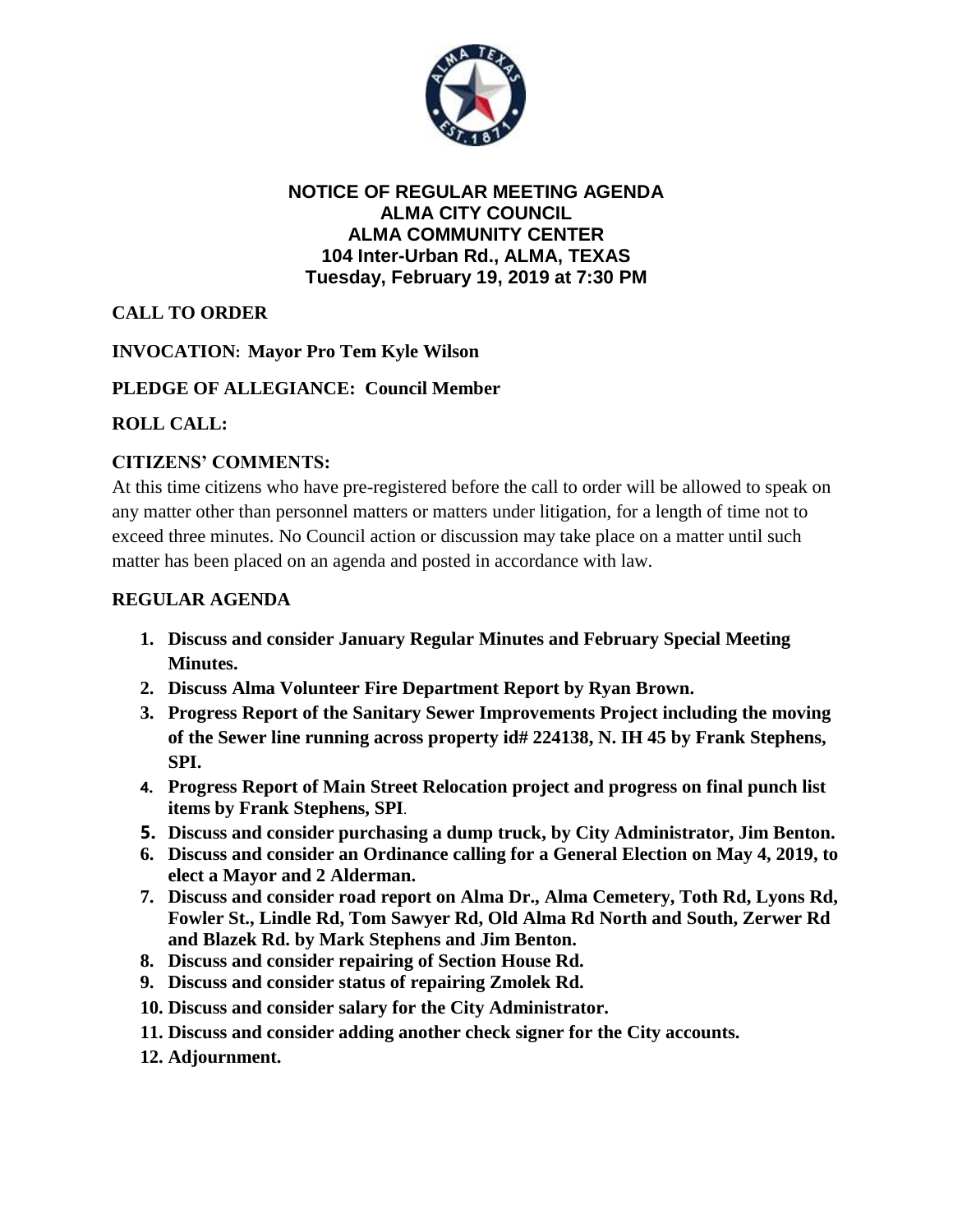# NOTICE OF REGULAR MEETING AGENDA
## ALMA CITY COUNCIL
## ALMA COMMUNITY CENTER
## 104 Inter-Urban Rd., ALMA, TEXAS
## Tuesday, February 19, 2019 at 7:30 PM

**CALL TO ORDER**

**INVOCATION: Mayor Pro Tem Kyle Wilson**

**PLEDGE OF ALLEGIANCE: Council Member**

**ROLL CALL:**

**CITIZENS' COMMENTS:**

At this time citizens who have pre-registered before the call to order will be allowed to speak on any matter other than personnel matters or matters under litigation, for a length of time not to exceed three minutes. No Council action or discussion may take place on a matter until such matter has been placed on an agenda and posted in accordance with law.

**REGULAR AGENDA**

1. **Discuss and consider January Regular Minutes and February Special Meeting Minutes.**
2. **Discuss Alma Volunteer Fire Department Report by Ryan Brown.**
3. **Progress Report of the Sanitary Sewer Improvements Project including the moving of the Sewer line running across property id# 224138, N. IH 45 by Frank Stephens, SPI.**
4. **Progress Report of Main Street Relocation project and progress on final punch list items by Frank Stephens, SPI.**
5. **Discuss and consider purchasing a dump truck, by City Administrator, Jim Benton.**
6. **Discuss and consider an Ordinance calling for a General Election on May 4, 2019, to elect a Mayor and 2 Alderman.**
7. **Discuss and consider road report on Alma Dr., Alma Cemetery, Toth Rd, Lyons Rd, Fowler St., Lindle Rd, Tom Sawyer Rd, Old Alma Rd North and South, Zerwer Rd and Blazek Rd. by Mark Stephens and Jim Benton.**
8. **Discuss and consider repairing of Section House Rd.**
9. **Discuss and consider status of repairing Zmolek Rd.**
10. **Discuss and consider salary for the City Administrator.**
11. **Discuss and consider adding another check signer for the City accounts.**
12. **Adjournment.**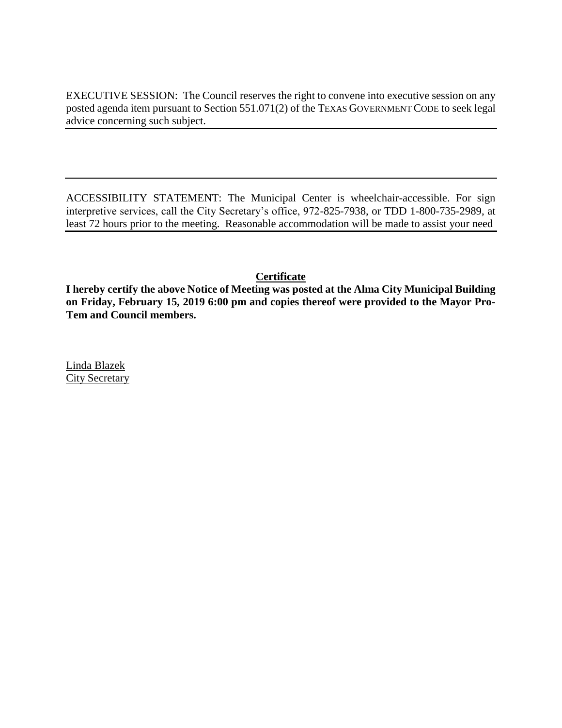EXECUTIVE SESSION: The Council reserves the right to convene into executive session on any posted agenda item pursuant to Section 551.071(2) of the TEXAS GOVERNMENT CODE to seek legal advice concerning such subject.

---

---

ACCESSIBILITY STATEMENT: The Municipal Center is wheelchair-accessible. For sign interpretive services, call the City Secretary's office, 972-825-7938, or TDD 1-800-735-2989, at least 72 hours prior to the meeting. Reasonable accommodation will be made to assist your need

---

**Certificate**

**I hereby certify the above Notice of Meeting was posted at the Alma City Municipal Building on Friday, February 15, 2019 6:00 pm and copies thereof were provided to the Mayor Pro-Tem and Council members.**

Linda Blazek
City Secretary